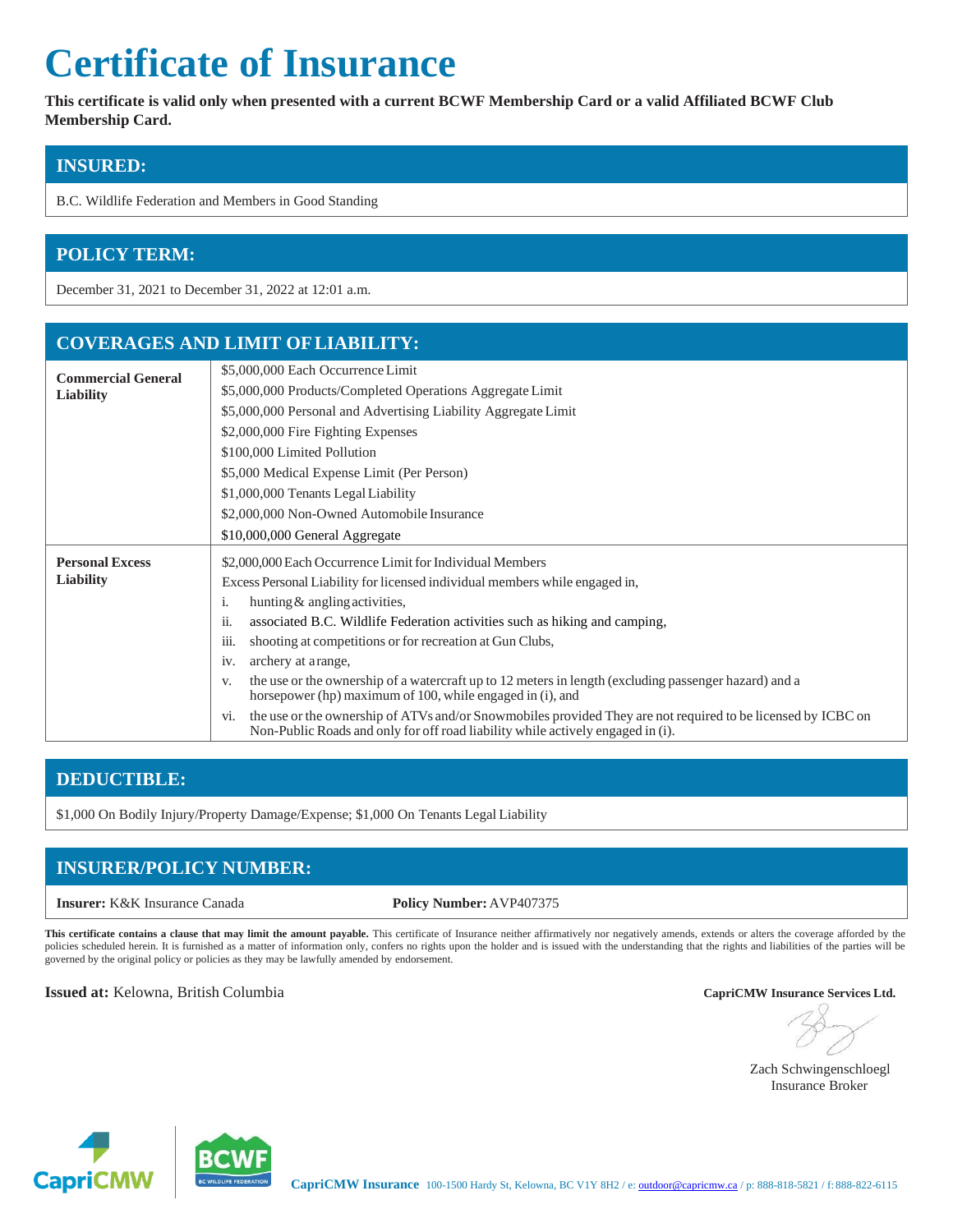# Certificate of Insurance

**This certificate is valid only when presented with a current BCWF Membership Card or a valid Affiliated BCWF Club Membership Card.**

## INSURED:

B.C. Wildlife Federation and Members in Good Standing

## POLICY TERM:

December 31, 2021 to December 31, 2022 at 12:01 a.m.

## COVERAGES AND LIMIT OF LIABILITY:

| Coverage | Limits |
|---|---|
| **Commercial General Liability** | $5,000,000 Each Occurrence Limit<br>$5,000,000 Products/Completed Operations Aggregate Limit<br>$5,000,000 Personal and Advertising Liability Aggregate Limit<br>$2,000,000 Fire Fighting Expenses<br>$100,000 Limited Pollution<br>$5,000 Medical Expense Limit (Per Person)<br>$1,000,000 Tenants Legal Liability<br>$2,000,000 Non-Owned Automobile Insurance<br>$10,000,000 General Aggregate |
| **Personal Excess Liability** | $2,000,000 Each Occurrence Limit for Individual Members<br>Excess Personal Liability for licensed individual members while engaged in,<br>i. hunting & angling activities,<br>ii. associated B.C. Wildlife Federation activities such as hiking and camping,<br>iii. shooting at competitions or for recreation at Gun Clubs,<br>iv. archery at a range,<br>v. the use or the ownership of a watercraft up to 12 meters in length (excluding passenger hazard) and a horsepower (hp) maximum of 100, while engaged in (i), and<br>vi. the use or the ownership of ATVs and/or Snowmobiles provided They are not required to be licensed by ICBC on Non-Public Roads and only for off road liability while actively engaged in (i). |

## DEDUCTIBLE:

$1,000 On Bodily Injury/Property Damage/Expense; $1,000 On Tenants Legal Liability

## INSURER/POLICY NUMBER:

**Insurer:** K&K Insurance Canada   **Policy Number:** AVP407375

**This certificate contains a clause that may limit the amount payable.** This certificate of Insurance neither affirmatively nor negatively amends, extends or alters the coverage afforded by the policies scheduled herein. It is furnished as a matter of information only, confers no rights upon the holder and is issued with the understanding that the rights and liabilities of the parties will be governed by the original policy or policies as they may be lawfully amended by endorsement.

**Issued at:** Kelowna, British Columbia

**CapriCMW Insurance Services Ltd.**

Zach Schwingenschloegl
Insurance Broker

**CapriCMW Insurance** 100-1500 Hardy St, Kelowna, BC V1Y 8H2 / e: outdoor@capricmw.ca / p: 888-818-5821 / f: 888-822-6115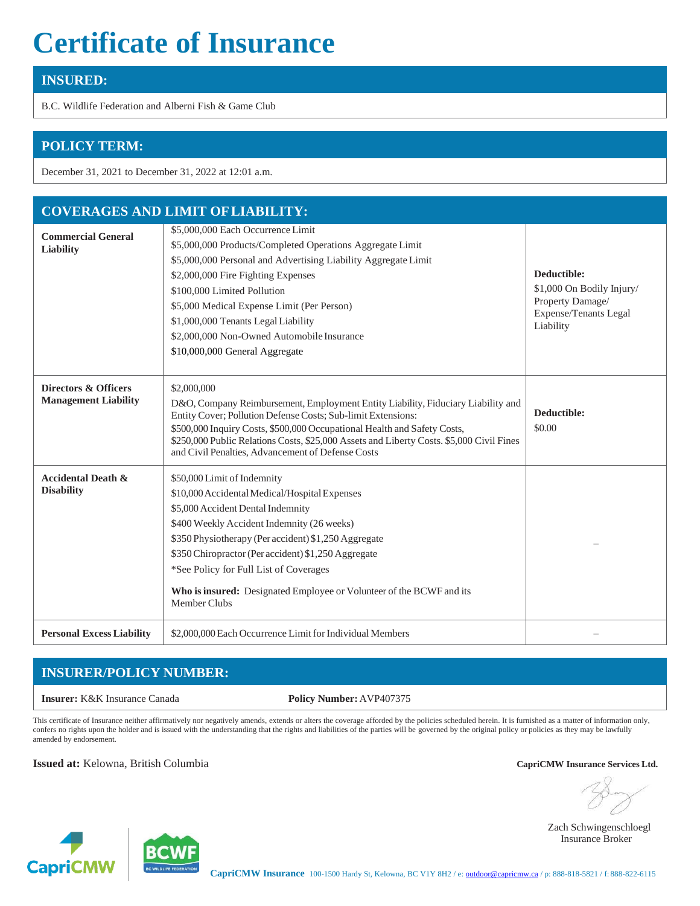# Certificate of Insurance

## INSURED:

B.C. Wildlife Federation and Alberni Fish & Game Club

## POLICY TERM:

December 31, 2021 to December 31, 2022 at 12:01 a.m.

## COVERAGES AND LIMIT OF LIABILITY:

| | | |
|---|---|---|
| **Commercial General Liability** | $5,000,000 Each Occurrence Limit<br>$5,000,000 Products/Completed Operations Aggregate Limit<br>$5,000,000 Personal and Advertising Liability Aggregate Limit<br>$2,000,000 Fire Fighting Expenses<br>$100,000 Limited Pollution<br>$5,000 Medical Expense Limit (Per Person)<br>$1,000,000 Tenants Legal Liability<br>$2,000,000 Non-Owned Automobile Insurance<br>$10,000,000 General Aggregate | **Deductible:**<br>$1,000 On Bodily Injury/ Property Damage/ Expense/Tenants Legal Liability |
| **Directors & Officers Management Liability** | $2,000,000<br>D&O, Company Reimbursement, Employment Entity Liability, Fiduciary Liability and Entity Cover; Pollution Defense Costs; Sub-limit Extensions:<br>$500,000 Inquiry Costs, $500,000 Occupational Health and Safety Costs, $250,000 Public Relations Costs, $25,000 Assets and Liberty Costs. $5,000 Civil Fines and Civil Penalties, Advancement of Defense Costs | **Deductible:**<br>$0.00 |
| **Accidental Death & Disability** | $50,000 Limit of Indemnity<br>$10,000 Accidental Medical/Hospital Expenses<br>$5,000 Accident Dental Indemnity<br>$400 Weekly Accident Indemnity (26 weeks)<br>$350 Physiotherapy (Per accident) $1,250 Aggregate<br>$350 Chiropractor (Per accident) $1,250 Aggregate<br>*See Policy for Full List of Coverages<br>**Who is insured:** Designated Employee or Volunteer of the BCWF and its Member Clubs | – |
| **Personal Excess Liability** | $2,000,000 Each Occurrence Limit for Individual Members | – |

## INSURER/POLICY NUMBER:

**Insurer:** K&K Insurance Canada **Policy Number:** AVP407375

This certificate of Insurance neither affirmatively nor negatively amends, extends or alters the coverage afforded by the policies scheduled herein. It is furnished as a matter of information only, confers no rights upon the holder and is issued with the understanding that the rights and liabilities of the parties will be governed by the original policy or policies as they may be lawfully amended by endorsement.

**Issued at:** Kelowna, British Columbia

**CapriCMW Insurance Services Ltd.**

Zach Schwingenschloegl
Insurance Broker

**CapriCMW Insurance** 100-1500 Hardy St, Kelowna, BC V1Y 8H2 / e: outdoor@capricmw.ca / p: 888-818-5821 / f: 888-822-6115